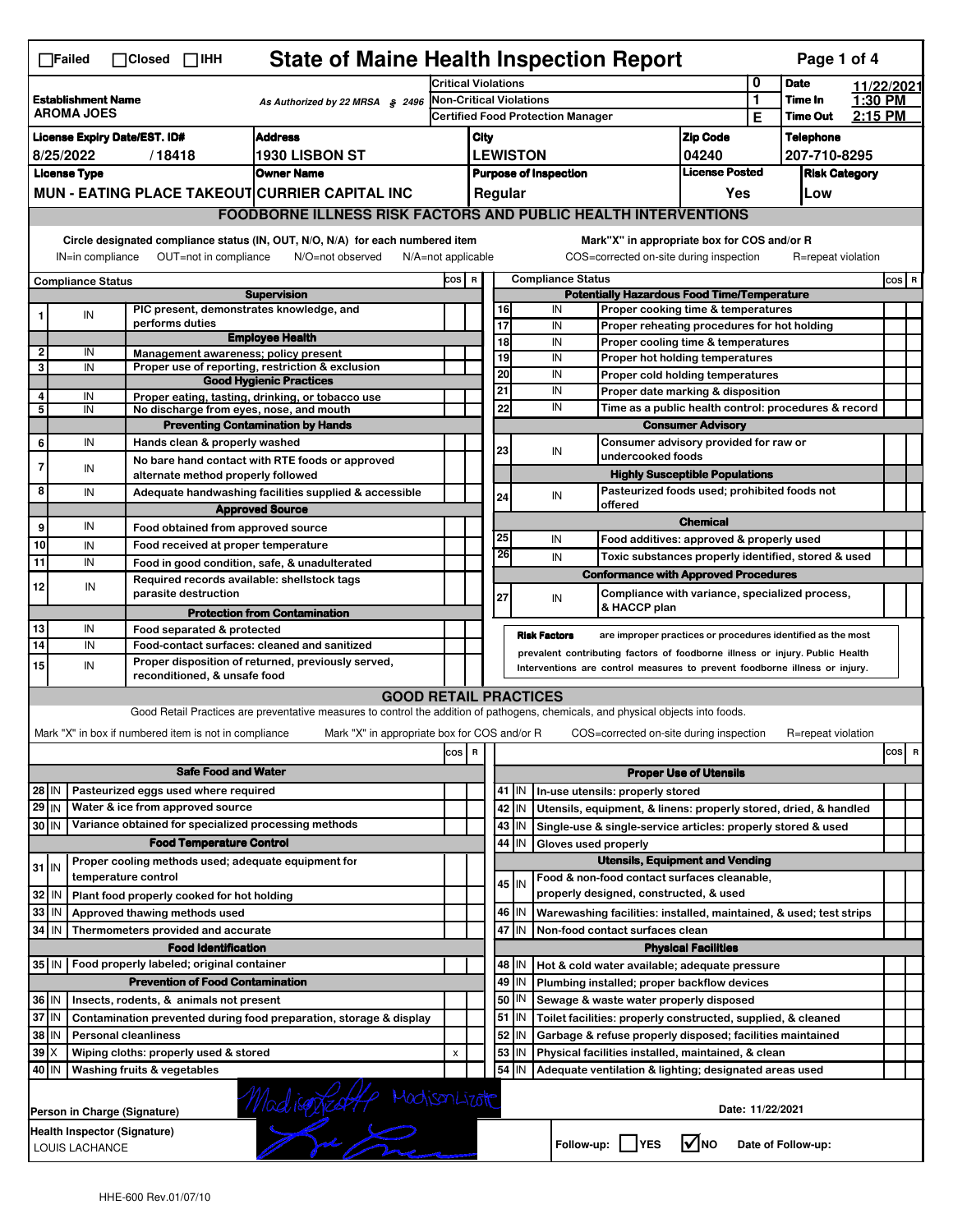☐Failed ☐Closed ☐IHH

# State of Maine Health Inspection Report

| | | | | |
|---|---|---|---|---|
| **Establishment Name** AROMA JOES | As Authorized by 22 MRSA § 2496 | Critical Violations | 0 | **Date** 11/22/2021 |
| | | Non-Critical Violations | 1 | **Time In** 1:30 PM |
| | | Certified Food Protection Manager | E | **Time Out** 2:15 PM |

| License Expiry Date/EST. ID# | Address | City | Zip Code | Telephone |
|---|---|---|---|---|
| 8/25/2022 / 18418 | 1930 LISBON ST | LEWISTON | 04240 | 207-710-8295 |
| **License Type** | **Owner Name** | **Purpose of Inspection** | **License Posted** | **Risk Category** |
| MUN - EATING PLACE TAKEOUT | CURRIER CAPITAL INC | Regular | Yes | Low |

## FOODBORNE ILLNESS RISK FACTORS AND PUBLIC HEALTH INTERVENTIONS

Circle designated compliance status (IN, OUT, N/O, N/A) for each numbered item
IN=in compliance OUT=not in compliance N/O=not observed N/A=not applicable

Mark"X" in appropriate box for COS and/or R
COS=corrected on-site during inspection R=repeat violation

| # | Compliance Status | | COS | R |
|---|---|---|---|---|
| | | **Supervision** | | |
| 1 | IN | PIC present, demonstrates knowledge, and performs duties | | |
| | | **Employee Health** | | |
| 2 | IN | Management awareness; policy present | | |
| 3 | IN | Proper use of reporting, restriction & exclusion | | |
| | | **Good Hygienic Practices** | | |
| 4 | IN | Proper eating, tasting, drinking, or tobacco use | | |
| 5 | IN | No discharge from eyes, nose, and mouth | | |
| | | **Preventing Contamination by Hands** | | |
| 6 | IN | Hands clean & properly washed | | |
| 7 | IN | No bare hand contact with RTE foods or approved alternate method properly followed | | |
| 8 | IN | Adequate handwashing facilities supplied & accessible | | |
| | | **Approved Source** | | |
| 9 | IN | Food obtained from approved source | | |
| 10 | IN | Food received at proper temperature | | |
| 11 | IN | Food in good condition, safe, & unadulterated | | |
| 12 | IN | Required records available: shellstock tags parasite destruction | | |
| | | **Protection from Contamination** | | |
| 13 | IN | Food separated & protected | | |
| 14 | IN | Food-contact surfaces: cleaned and sanitized | | |
| 15 | IN | Proper disposition of returned, previously served, reconditioned, & unsafe food | | |
| | | **Potentially Hazardous Food Time/Temperature** | | |
| 16 | IN | Proper cooking time & temperatures | | |
| 17 | IN | Proper reheating procedures for hot holding | | |
| 18 | IN | Proper cooling time & temperatures | | |
| 19 | IN | Proper hot holding temperatures | | |
| 20 | IN | Proper cold holding temperatures | | |
| 21 | IN | Proper date marking & disposition | | |
| 22 | IN | Time as a public health control: procedures & record | | |
| | | **Consumer Advisory** | | |
| 23 | IN | Consumer advisory provided for raw or undercooked foods | | |
| | | **Highly Susceptible Populations** | | |
| 24 | IN | Pasteurized foods used; prohibited foods not offered | | |
| | | **Chemical** | | |
| 25 | IN | Food additives: approved & properly used | | |
| 26 | IN | Toxic substances properly identified, stored & used | | |
| | | **Conformance with Approved Procedures** | | |
| 27 | IN | Compliance with variance, specialized process, & HACCP plan | | |

**Risk Factors** are improper practices or procedures identified as the most prevalent contributing factors of foodborne illness or injury. Public Health Interventions are control measures to prevent foodborne illness or injury.

## GOOD RETAIL PRACTICES

Good Retail Practices are preventative measures to control the addition of pathogens, chemicals, and physical objects into foods.

Mark "X" in box if numbered item is not in compliance Mark "X" in appropriate box for COS and/or R COS=corrected on-site during inspection R=repeat violation

| # | | | COS | R |
|---|---|---|---|---|
| | | **Safe Food and Water** | | |
| 28 | IN | Pasteurized eggs used where required | | |
| 29 | IN | Water & ice from approved source | | |
| 30 | IN | Variance obtained for specialized processing methods | | |
| | | **Food Temperature Control** | | |
| 31 | IN | Proper cooling methods used; adequate equipment for temperature control | | |
| 32 | IN | Plant food properly cooked for hot holding | | |
| 33 | IN | Approved thawing methods used | | |
| 34 | IN | Thermometers provided and accurate | | |
| | | **Food Identification** | | |
| 35 | IN | Food properly labeled; original container | | |
| | | **Prevention of Food Contamination** | | |
| 36 | IN | Insects, rodents, & animals not present | | |
| 37 | IN | Contamination prevented during food preparation, storage & display | | |
| 38 | IN | Personal cleanliness | | |
| 39 | X | Wiping cloths: properly used & stored | x | |
| 40 | IN | Washing fruits & vegetables | | |
| | | **Proper Use of Utensils** | | |
| 41 | IN | In-use utensils: properly stored | | |
| 42 | IN | Utensils, equipment, & linens: properly stored, dried, & handled | | |
| 43 | IN | Single-use & single-service articles: properly stored & used | | |
| 44 | IN | Gloves used properly | | |
| | | **Utensils, Equipment and Vending** | | |
| 45 | IN | Food & non-food contact surfaces cleanable, properly designed, constructed, & used | | |
| 46 | IN | Warewashing facilities: installed, maintained, & used; test strips | | |
| 47 | IN | Non-food contact surfaces clean | | |
| | | **Physical Facilities** | | |
| 48 | IN | Hot & cold water available; adequate pressure | | |
| 49 | IN | Plumbing installed; proper backflow devices | | |
| 50 | IN | Sewage & waste water properly disposed | | |
| 51 | IN | Toilet facilities: properly constructed, supplied, & cleaned | | |
| 52 | IN | Garbage & refuse properly disposed; facilities maintained | | |
| 53 | IN | Physical facilities installed, maintained, & clean | | |
| 54 | IN | Adequate ventilation & lighting; designated areas used | | |

Person in Charge (Signature): Madison Lizotte    Date: 11/22/2021

Health Inspector (Signature): LOUIS LACHANCE

Follow-up: ☐ YES ☑ NO    Date of Follow-up:

HHE-600 Rev.01/07/10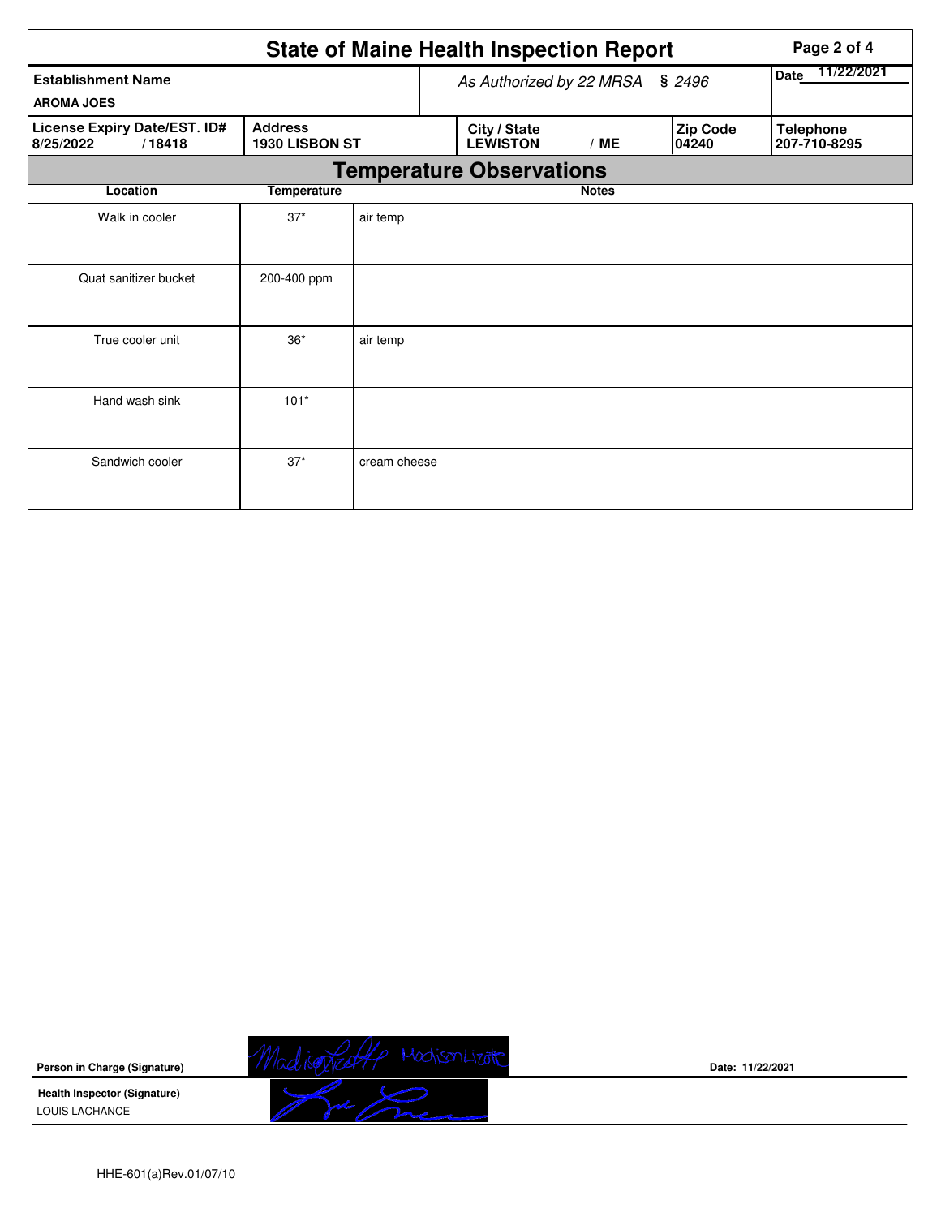# State of Maine Health Inspection Report

| Establishment Name | As Authorized by 22 MRSA § 2496 | | | Date 11/22/2021 |
|---|---|---|---|---|
| AROMA JOES | | | | |
| **License Expiry Date/EST. ID#** 8/25/2022 / 18418 | **Address** 1930 LISBON ST | **City / State** LEWISTON / ME | **Zip Code** 04240 | **Telephone** 207-710-8295 |

## Temperature Observations

| Location | Temperature | Notes |
|---|---|---|
| Walk in cooler | 37* | air temp |
| Quat sanitizer bucket | 200-400 ppm | |
| True cooler unit | 36* | air temp |
| Hand wash sink | 101* | |
| Sandwich cooler | 37* | cream cheese |

**Person in Charge (Signature)** Madison Lizotte Date: 11/22/2021

**Health Inspector (Signature)**
LOUIS LACHANCE

HHE-601(a)Rev.01/07/10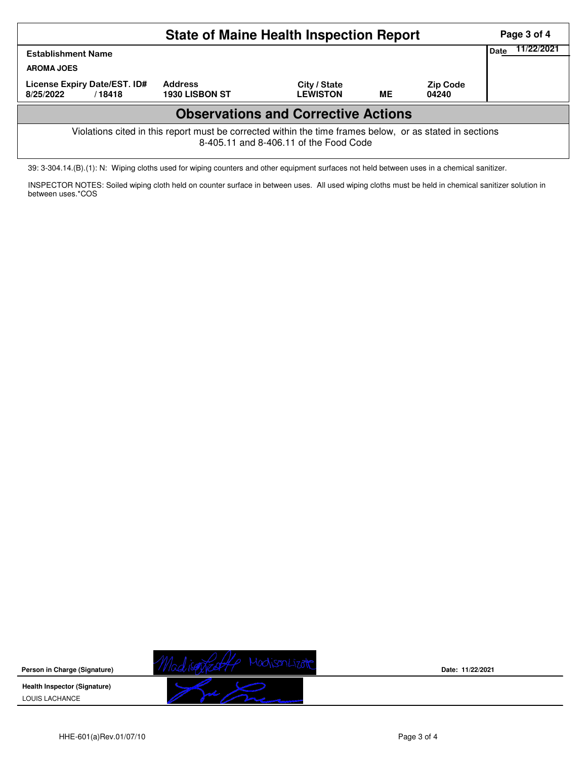# State of Maine Health Inspection Report

| Establishment Name | | | | | Date 11/22/2021 |
|---|---|---|---|---|---|
| AROMA JOES | | | | | |
| License Expiry Date/EST. ID# | Address | City / State | | Zip Code | |
| 8/25/2022 / 18418 | 1930 LISBON ST | LEWISTON | ME | 04240 | |

## Observations and Corrective Actions

Violations cited in this report must be corrected within the time frames below, or as stated in sections 8-405.11 and 8-406.11 of the Food Code

39: 3-304.14.(B).(1): N: Wiping cloths used for wiping counters and other equipment surfaces not held between uses in a chemical sanitizer.

INSPECTOR NOTES: Soiled wiping cloth held on counter surface in between uses. All used wiping cloths must be held in chemical sanitizer solution in between uses.*COS

**Person in Charge (Signature)** Madison Lizotte Date: 11/22/2021

**Health Inspector (Signature)**
LOUIS LACHANCE

HHE-601(a)Rev.01/07/10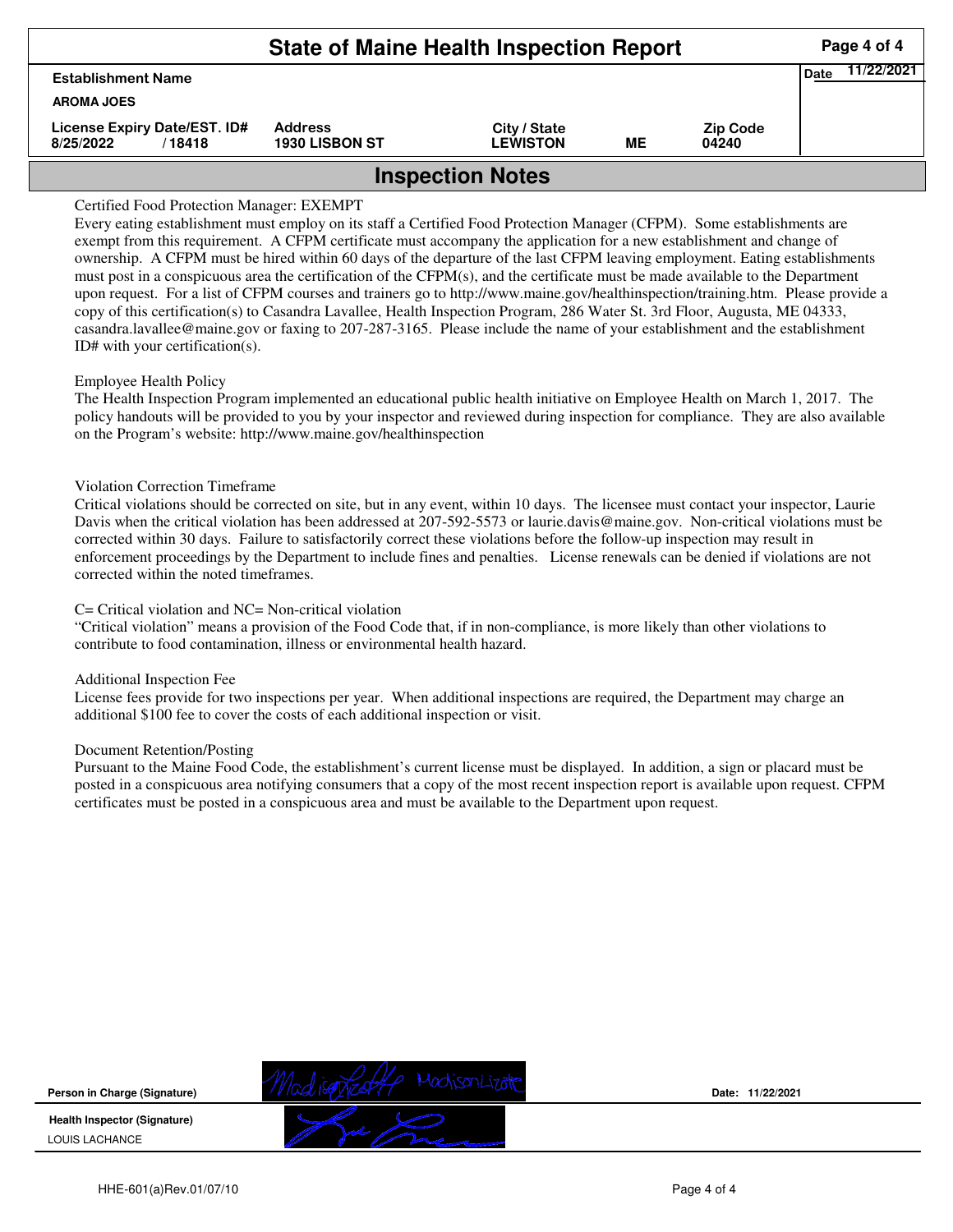# State of Maine Health Inspection Report

| | | | | | |
|---|---|---|---|---|---|
| **Establishment Name** | | | | | **Date** 11/22/2021 |
| **AROMA JOES** | | | | | |
| **License Expiry Date/EST. ID#** | **Address** | **City / State** | | **Zip Code** | |
| 8/25/2022 / 18418 | 1930 LISBON ST | LEWISTON | ME | 04240 | |

## Inspection Notes

Certified Food Protection Manager: EXEMPT

Every eating establishment must employ on its staff a Certified Food Protection Manager (CFPM). Some establishments are exempt from this requirement. A CFPM certificate must accompany the application for a new establishment and change of ownership. A CFPM must be hired within 60 days of the departure of the last CFPM leaving employment. Eating establishments must post in a conspicuous area the certification of the CFPM(s), and the certificate must be made available to the Department upon request. For a list of CFPM courses and trainers go to http://www.maine.gov/healthinspection/training.htm. Please provide a copy of this certification(s) to Casandra Lavallee, Health Inspection Program, 286 Water St. 3rd Floor, Augusta, ME 04333, casandra.lavallee@maine.gov or faxing to 207-287-3165. Please include the name of your establishment and the establishment ID# with your certification(s).

Employee Health Policy

The Health Inspection Program implemented an educational public health initiative on Employee Health on March 1, 2017. The policy handouts will be provided to you by your inspector and reviewed during inspection for compliance. They are also available on the Program's website: http://www.maine.gov/healthinspection

Violation Correction Timeframe

Critical violations should be corrected on site, but in any event, within 10 days. The licensee must contact your inspector, Laurie Davis when the critical violation has been addressed at 207-592-5573 or laurie.davis@maine.gov. Non-critical violations must be corrected within 30 days. Failure to satisfactorily correct these violations before the follow-up inspection may result in enforcement proceedings by the Department to include fines and penalties. License renewals can be denied if violations are not corrected within the noted timeframes.

C= Critical violation and NC= Non-critical violation

"Critical violation" means a provision of the Food Code that, if in non-compliance, is more likely than other violations to contribute to food contamination, illness or environmental health hazard.

Additional Inspection Fee

License fees provide for two inspections per year. When additional inspections are required, the Department may charge an additional $100 fee to cover the costs of each additional inspection or visit.

Document Retention/Posting

Pursuant to the Maine Food Code, the establishment's current license must be displayed. In addition, a sign or placard must be posted in a conspicuous area notifying consumers that a copy of the most recent inspection report is available upon request. CFPM certificates must be posted in a conspicuous area and must be available to the Department upon request.

**Person in Charge (Signature)** Madison Lizotte **Date:** 11/22/2021

**Health Inspector (Signature)**
LOUIS LACHANCE

HHE-601(a)Rev.01/07/10